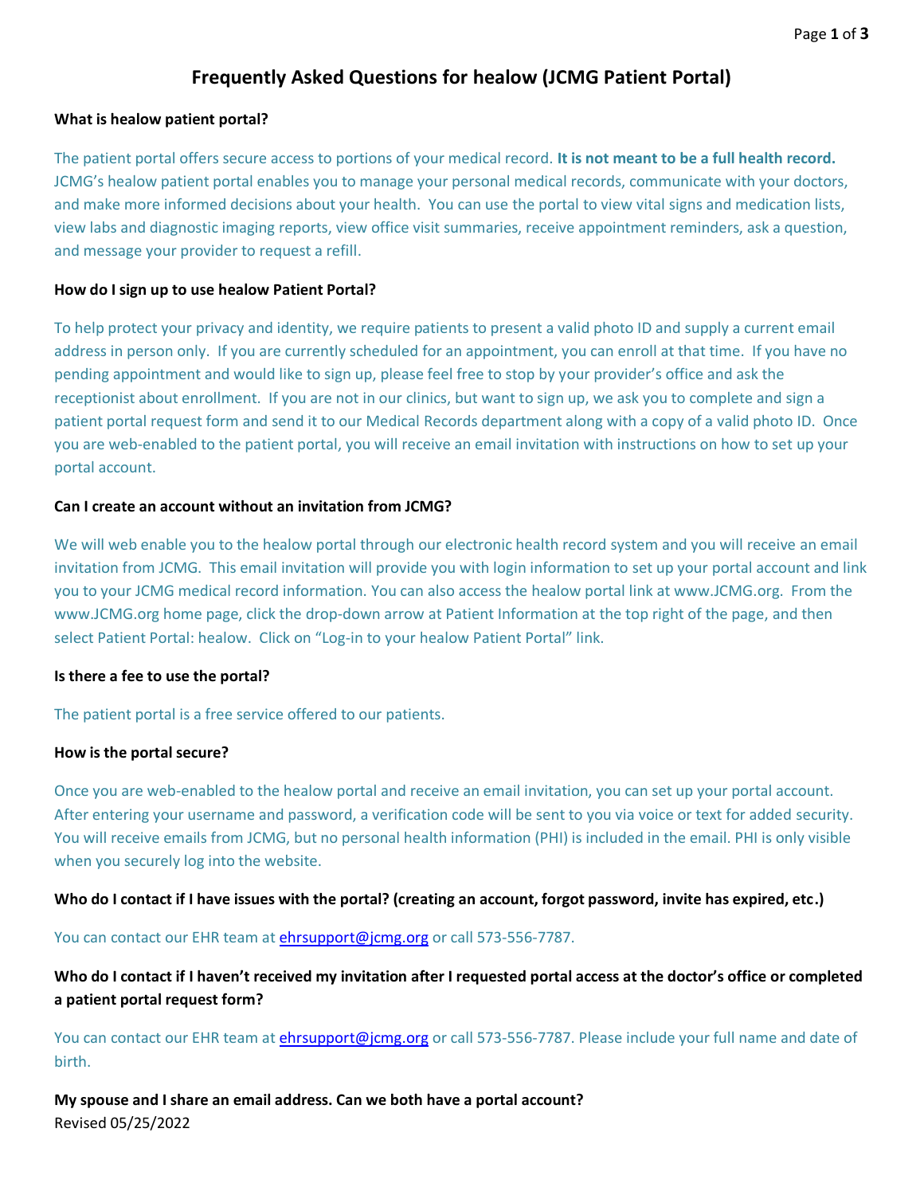# Frequently Asked Questions for healow (JCMG Patient Portal)

**What is healow patient portal?**

The patient portal offers secure access to portions of your medical record. **It is not meant to be a full health record.** JCMG's healow patient portal enables you to manage your personal medical records, communicate with your doctors, and make more informed decisions about your health. You can use the portal to view vital signs and medication lists, view labs and diagnostic imaging reports, view office visit summaries, receive appointment reminders, ask a question, and message your provider to request a refill.

**How do I sign up to use healow Patient Portal?**

To help protect your privacy and identity, we require patients to present a valid photo ID and supply a current email address in person only. If you are currently scheduled for an appointment, you can enroll at that time. If you have no pending appointment and would like to sign up, please feel free to stop by your provider's office and ask the receptionist about enrollment. If you are not in our clinics, but want to sign up, we ask you to complete and sign a patient portal request form and send it to our Medical Records department along with a copy of a valid photo ID. Once you are web-enabled to the patient portal, you will receive an email invitation with instructions on how to set up your portal account.

**Can I create an account without an invitation from JCMG?**

We will web enable you to the healow portal through our electronic health record system and you will receive an email invitation from JCMG. This email invitation will provide you with login information to set up your portal account and link you to your JCMG medical record information. You can also access the healow portal link at www.JCMG.org. From the www.JCMG.org home page, click the drop-down arrow at Patient Information at the top right of the page, and then select Patient Portal: healow. Click on "Log-in to your healow Patient Portal" link.

**Is there a fee to use the portal?**

The patient portal is a free service offered to our patients.

**How is the portal secure?**

Once you are web-enabled to the healow portal and receive an email invitation, you can set up your portal account. After entering your username and password, a verification code will be sent to you via voice or text for added security. You will receive emails from JCMG, but no personal health information (PHI) is included in the email. PHI is only visible when you securely log into the website.

**Who do I contact if I have issues with the portal? (creating an account, forgot password, invite has expired, etc.)**

You can contact our EHR team at ehrsupport@jcmg.org or call 573-556-7787.

**Who do I contact if I haven't received my invitation after I requested portal access at the doctor's office or completed a patient portal request form?**

You can contact our EHR team at ehrsupport@jcmg.org or call 573-556-7787. Please include your full name and date of birth.

**My spouse and I share an email address. Can we both have a portal account?**

Revised 05/25/2022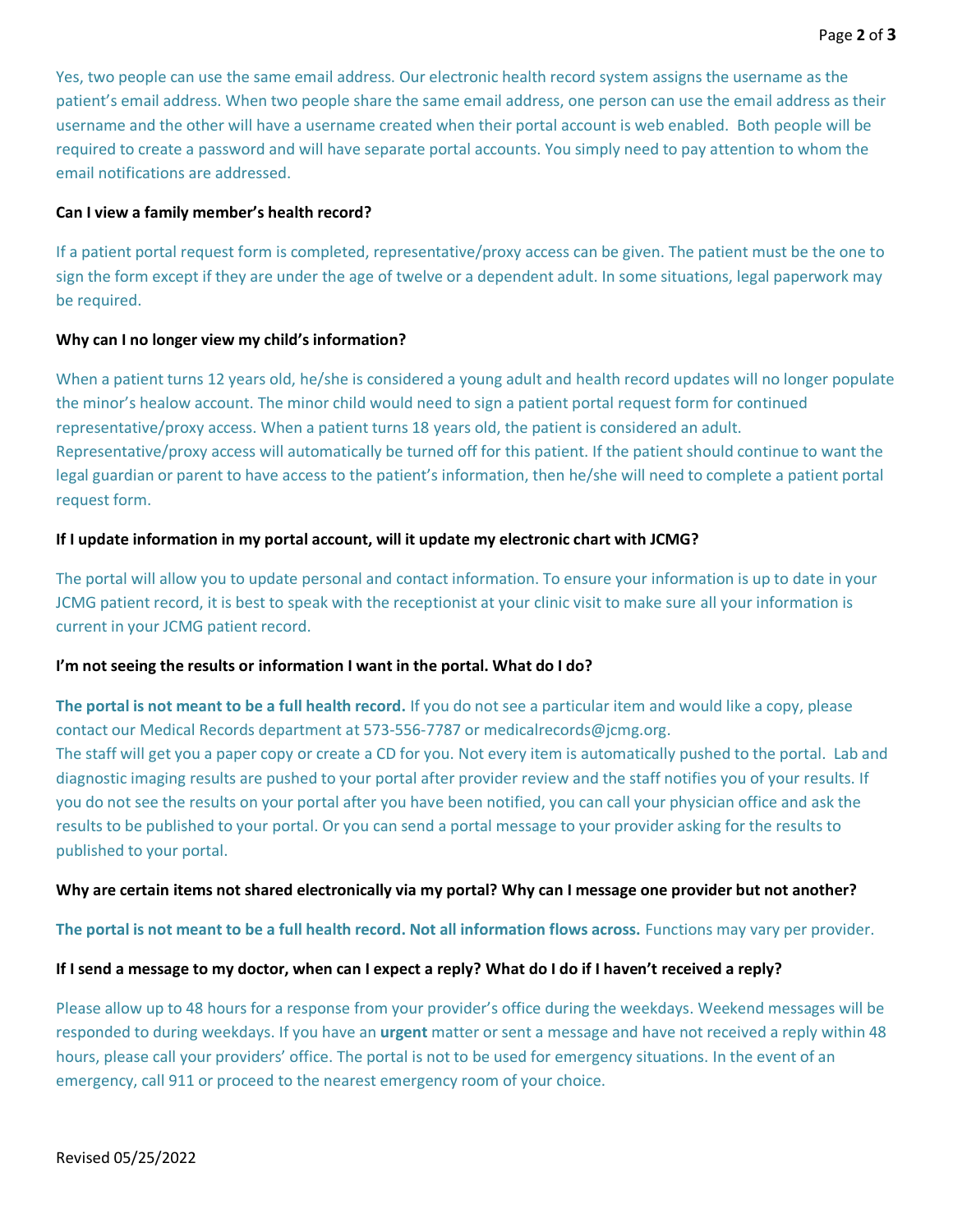Yes, two people can use the same email address. Our electronic health record system assigns the username as the patient's email address. When two people share the same email address, one person can use the email address as their username and the other will have a username created when their portal account is web enabled. Both people will be required to create a password and will have separate portal accounts. You simply need to pay attention to whom the email notifications are addressed.

**Can I view a family member's health record?**

If a patient portal request form is completed, representative/proxy access can be given. The patient must be the one to sign the form except if they are under the age of twelve or a dependent adult. In some situations, legal paperwork may be required.

**Why can I no longer view my child's information?**

When a patient turns 12 years old, he/she is considered a young adult and health record updates will no longer populate the minor's healow account. The minor child would need to sign a patient portal request form for continued representative/proxy access. When a patient turns 18 years old, the patient is considered an adult. Representative/proxy access will automatically be turned off for this patient. If the patient should continue to want the legal guardian or parent to have access to the patient's information, then he/she will need to complete a patient portal request form.

**If I update information in my portal account, will it update my electronic chart with JCMG?**

The portal will allow you to update personal and contact information. To ensure your information is up to date in your JCMG patient record, it is best to speak with the receptionist at your clinic visit to make sure all your information is current in your JCMG patient record.

**I'm not seeing the results or information I want in the portal. What do I do?**

**The portal is not meant to be a full health record.** If you do not see a particular item and would like a copy, please contact our Medical Records department at 573-556-7787 or medicalrecords@jcmg.org.
The staff will get you a paper copy or create a CD for you. Not every item is automatically pushed to the portal. Lab and diagnostic imaging results are pushed to your portal after provider review and the staff notifies you of your results. If you do not see the results on your portal after you have been notified, you can call your physician office and ask the results to be published to your portal. Or you can send a portal message to your provider asking for the results to published to your portal.

**Why are certain items not shared electronically via my portal? Why can I message one provider but not another?**

**The portal is not meant to be a full health record. Not all information flows across.** Functions may vary per provider.

**If I send a message to my doctor, when can I expect a reply? What do I do if I haven't received a reply?**

Please allow up to 48 hours for a response from your provider's office during the weekdays. Weekend messages will be responded to during weekdays. If you have an **urgent** matter or sent a message and have not received a reply within 48 hours, please call your providers' office. The portal is not to be used for emergency situations. In the event of an emergency, call 911 or proceed to the nearest emergency room of your choice.

Revised 05/25/2022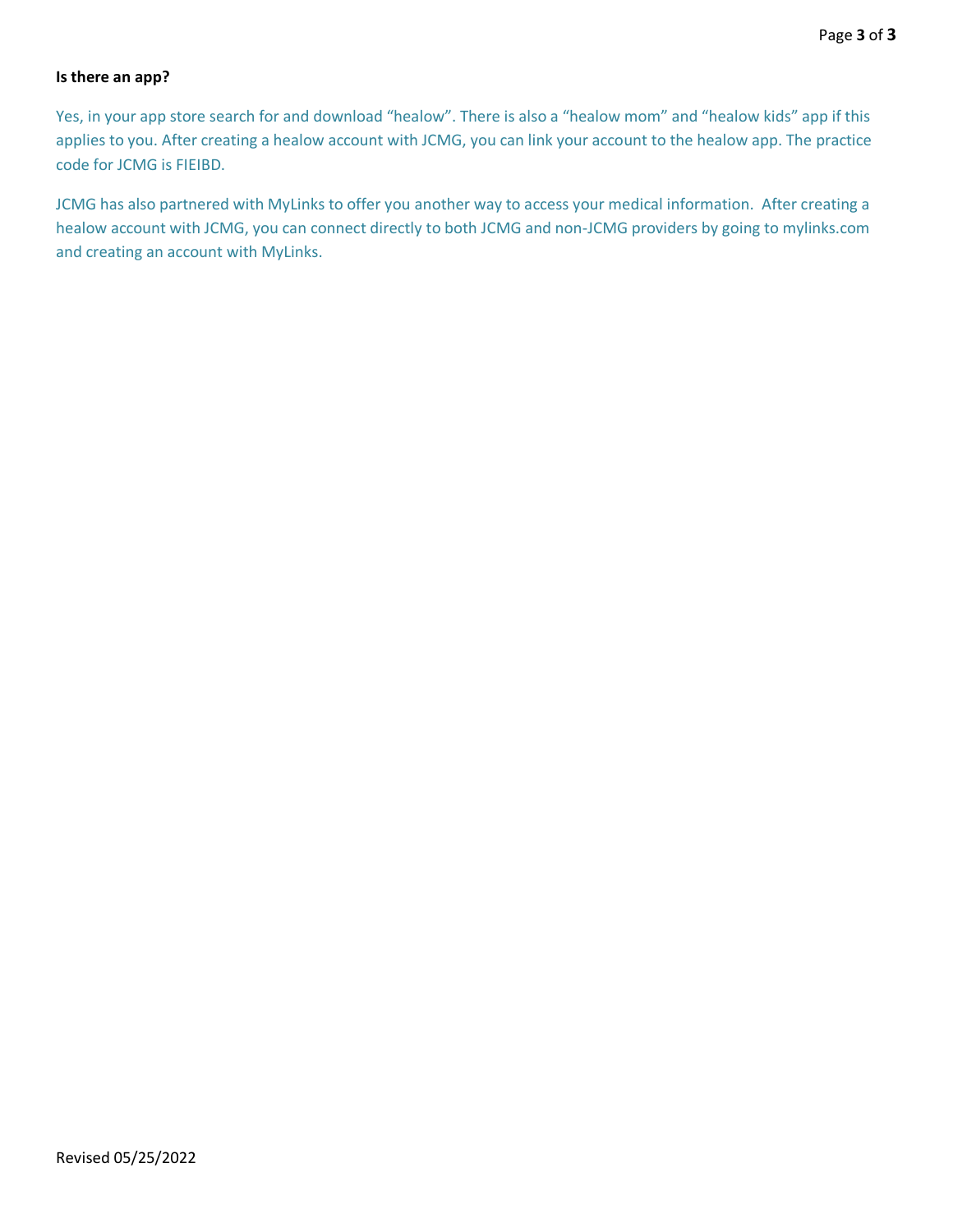**Is there an app?**

Yes, in your app store search for and download “healow”. There is also a “healow mom” and “healow kids” app if this applies to you. After creating a healow account with JCMG, you can link your account to the healow app. The practice code for JCMG is FIEIBD.

JCMG has also partnered with MyLinks to offer you another way to access your medical information. After creating a healow account with JCMG, you can connect directly to both JCMG and non-JCMG providers by going to mylinks.com and creating an account with MyLinks.

Revised 05/25/2022